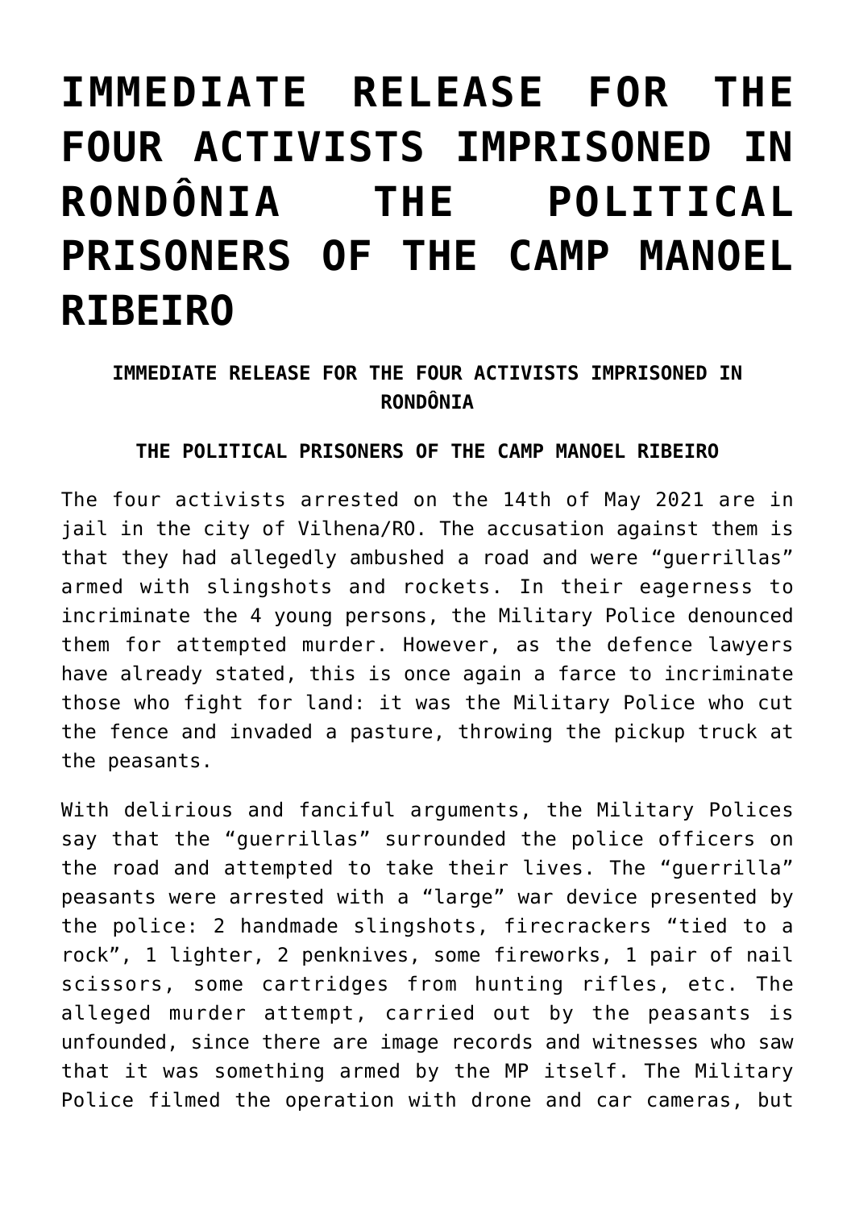# IMMEDIATE RELEASE FOR THE FOUR ACTIVISTS IMPRISONED IN RONDÔNIA THE POLITICAL PRISONERS OF THE CAMP MANOEL RIBEIRO

**IMMEDIATE RELEASE FOR THE FOUR ACTIVISTS IMPRISONED IN RONDÔNIA**

**THE POLITICAL PRISONERS OF THE CAMP MANOEL RIBEIRO**

The four activists arrested on the 14th of May 2021 are in jail in the city of Vilhena/RO. The accusation against them is that they had allegedly ambushed a road and were "guerrillas" armed with slingshots and rockets. In their eagerness to incriminate the 4 young persons, the Military Police denounced them for attempted murder. However, as the defence lawyers have already stated, this is once again a farce to incriminate those who fight for land: it was the Military Police who cut the fence and invaded a pasture, throwing the pickup truck at the peasants.

With delirious and fanciful arguments, the Military Polices say that the "guerrillas" surrounded the police officers on the road and attempted to take their lives. The "guerrilla" peasants were arrested with a "large" war device presented by the police: 2 handmade slingshots, firecrackers "tied to a rock", 1 lighter, 2 penknives, some fireworks, 1 pair of nail scissors, some cartridges from hunting rifles, etc. The alleged murder attempt, carried out by the peasants is unfounded, since there are image records and witnesses who saw that it was something armed by the MP itself. The Military Police filmed the operation with drone and car cameras, but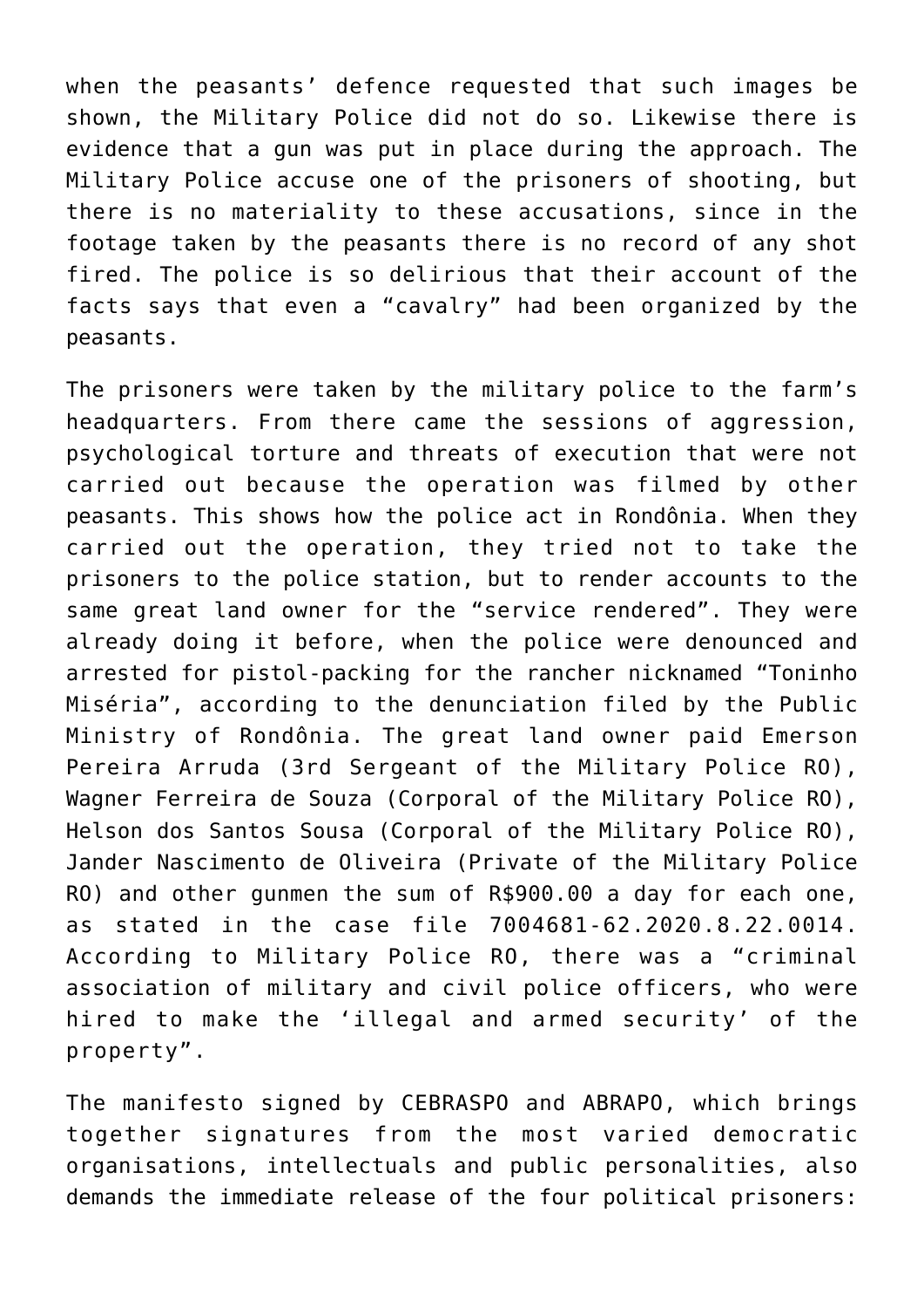when the peasants' defence requested that such images be shown, the Military Police did not do so. Likewise there is evidence that a gun was put in place during the approach. The Military Police accuse one of the prisoners of shooting, but there is no materiality to these accusations, since in the footage taken by the peasants there is no record of any shot fired. The police is so delirious that their account of the facts says that even a "cavalry" had been organized by the peasants.

The prisoners were taken by the military police to the farm's headquarters. From there came the sessions of aggression, psychological torture and threats of execution that were not carried out because the operation was filmed by other peasants. This shows how the police act in Rondônia. When they carried out the operation, they tried not to take the prisoners to the police station, but to render accounts to the same great land owner for the "service rendered". They were already doing it before, when the police were denounced and arrested for pistol-packing for the rancher nicknamed "Toninho Miséria", according to the denunciation filed by the Public Ministry of Rondônia. The great land owner paid Emerson Pereira Arruda (3rd Sergeant of the Military Police RO), Wagner Ferreira de Souza (Corporal of the Military Police RO), Helson dos Santos Sousa (Corporal of the Military Police RO), Jander Nascimento de Oliveira (Private of the Military Police RO) and other gunmen the sum of R$900.00 a day for each one, as stated in the case file 7004681-62.2020.8.22.0014. According to Military Police RO, there was a "criminal association of military and civil police officers, who were hired to make the 'illegal and armed security' of the property".

The manifesto signed by CEBRASPO and ABRAPO, which brings together signatures from the most varied democratic organisations, intellectuals and public personalities, also demands the immediate release of the four political prisoners: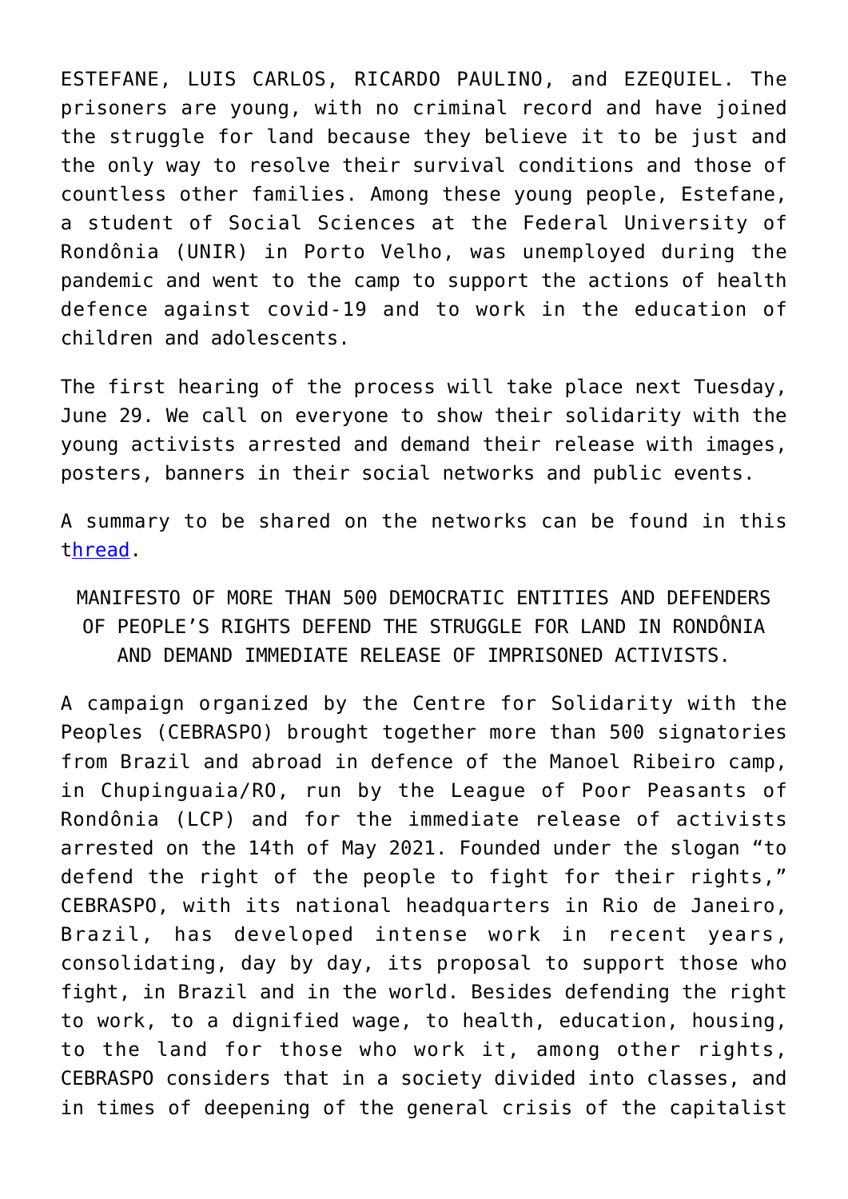ESTEFANE, LUIS CARLOS, RICARDO PAULINO, and EZEQUIEL. The prisoners are young, with no criminal record and have joined the struggle for land because they believe it to be just and the only way to resolve their survival conditions and those of countless other families. Among these young people, Estefane, a student of Social Sciences at the Federal University of Rondônia (UNIR) in Porto Velho, was unemployed during the pandemic and went to the camp to support the actions of health defence against covid-19 and to work in the education of children and adolescents.

The first hearing of the process will take place next Tuesday, June 29. We call on everyone to show their solidarity with the young activists arrested and demand their release with images, posters, banners in their social networks and public events.

A summary to be shared on the networks can be found in this thread.

MANIFESTO OF MORE THAN 500 DEMOCRATIC ENTITIES AND DEFENDERS OF PEOPLE'S RIGHTS DEFEND THE STRUGGLE FOR LAND IN RONDÔNIA AND DEMAND IMMEDIATE RELEASE OF IMPRISONED ACTIVISTS.

A campaign organized by the Centre for Solidarity with the Peoples (CEBRASPO) brought together more than 500 signatories from Brazil and abroad in defence of the Manoel Ribeiro camp, in Chupinguaia/RO, run by the League of Poor Peasants of Rondônia (LCP) and for the immediate release of activists arrested on the 14th of May 2021. Founded under the slogan "to defend the right of the people to fight for their rights," CEBRASPO, with its national headquarters in Rio de Janeiro, Brazil, has developed intense work in recent years, consolidating, day by day, its proposal to support those who fight, in Brazil and in the world. Besides defending the right to work, to a dignified wage, to health, education, housing, to the land for those who work it, among other rights, CEBRASPO considers that in a society divided into classes, and in times of deepening of the general crisis of the capitalist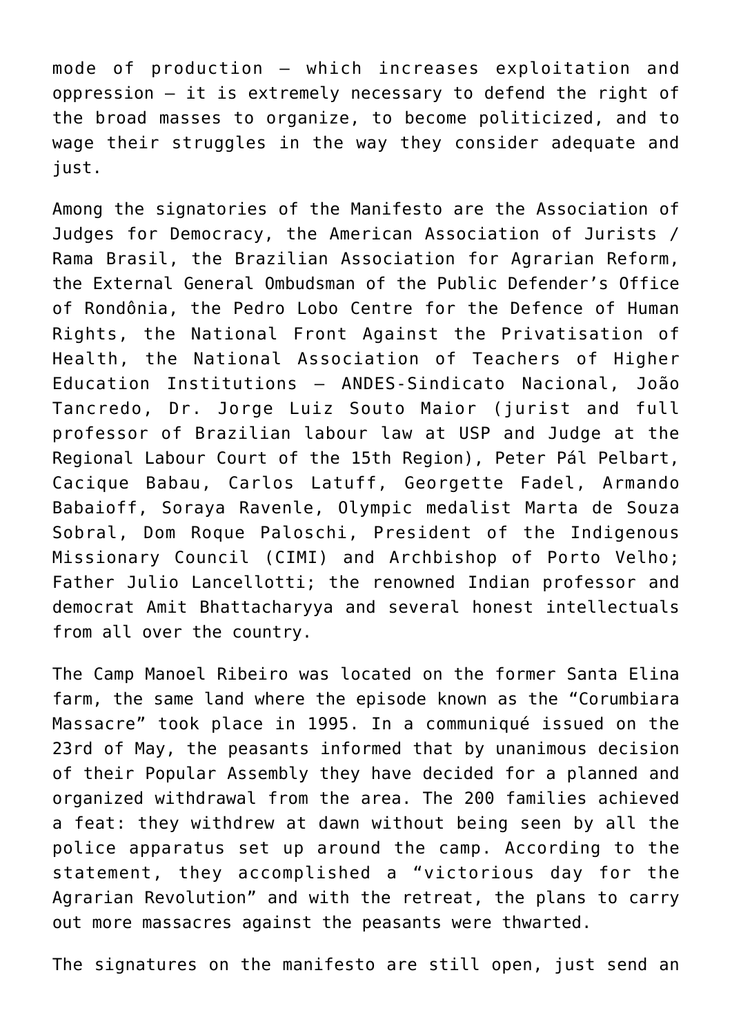mode of production – which increases exploitation and oppression – it is extremely necessary to defend the right of the broad masses to organize, to become politicized, and to wage their struggles in the way they consider adequate and just.

Among the signatories of the Manifesto are the Association of Judges for Democracy, the American Association of Jurists / Rama Brasil, the Brazilian Association for Agrarian Reform, the External General Ombudsman of the Public Defender's Office of Rondônia, the Pedro Lobo Centre for the Defence of Human Rights, the National Front Against the Privatisation of Health, the National Association of Teachers of Higher Education Institutions – ANDES-Sindicato Nacional, João Tancredo, Dr. Jorge Luiz Souto Maior (jurist and full professor of Brazilian labour law at USP and Judge at the Regional Labour Court of the 15th Region), Peter Pál Pelbart, Cacique Babau, Carlos Latuff, Georgette Fadel, Armando Babaioff, Soraya Ravenle, Olympic medalist Marta de Souza Sobral, Dom Roque Paloschi, President of the Indigenous Missionary Council (CIMI) and Archbishop of Porto Velho; Father Julio Lancellotti; the renowned Indian professor and democrat Amit Bhattacharyya and several honest intellectuals from all over the country.

The Camp Manoel Ribeiro was located on the former Santa Elina farm, the same land where the episode known as the "Corumbiara Massacre" took place in 1995. In a communiqué issued on the 23rd of May, the peasants informed that by unanimous decision of their Popular Assembly they have decided for a planned and organized withdrawal from the area. The 200 families achieved a feat: they withdrew at dawn without being seen by all the police apparatus set up around the camp. According to the statement, they accomplished a "victorious day for the Agrarian Revolution" and with the retreat, the plans to carry out more massacres against the peasants were thwarted.

The signatures on the manifesto are still open, just send an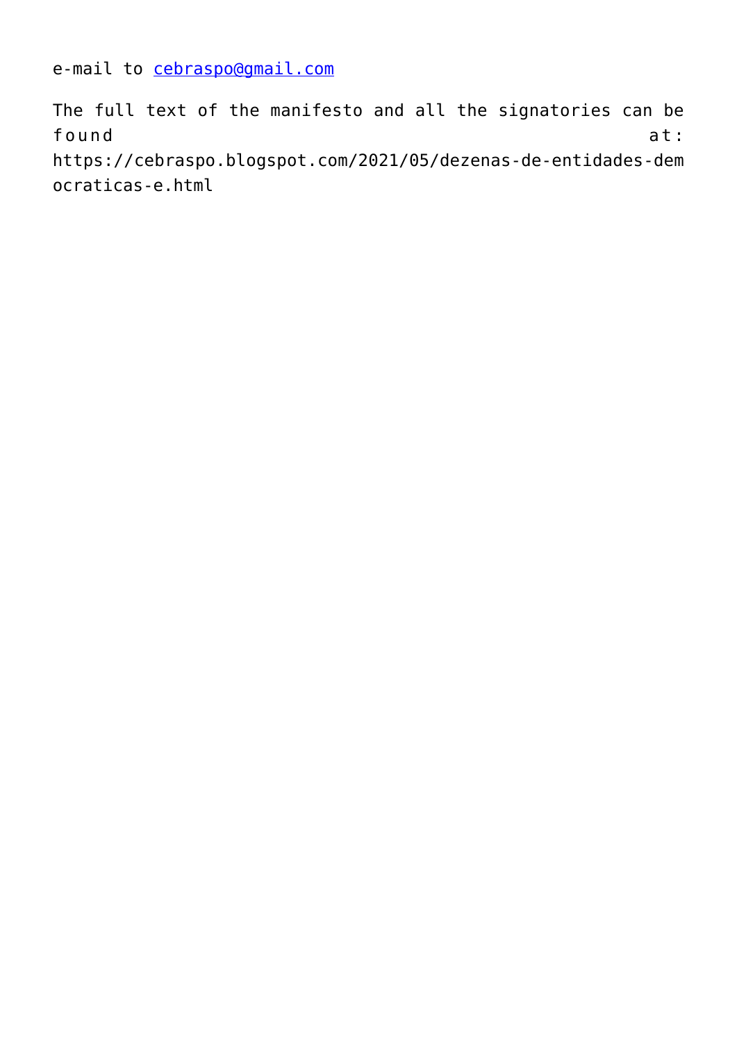e-mail to cebraspo@gmail.com

The full text of the manifesto and all the signatories can be found at: https://cebraspo.blogspot.com/2021/05/dezenas-de-entidades-democraticas-e.html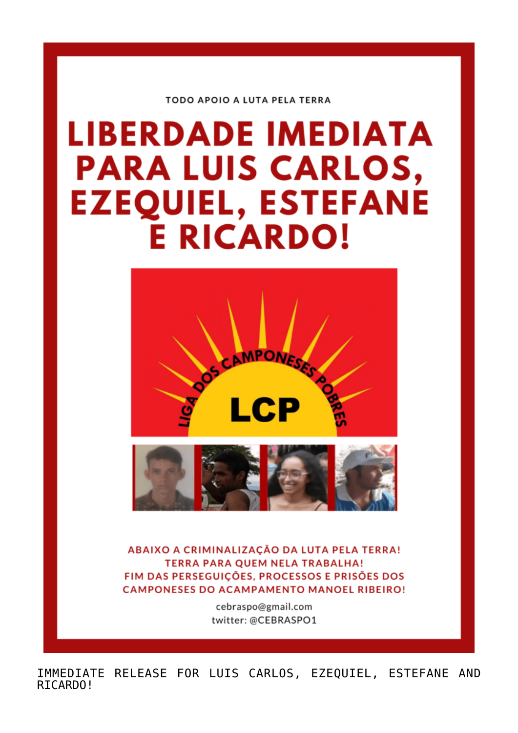TODO APOIO A LUTA PELA TERRA

# LIBERDADE IMEDIATA PARA LUIS CARLOS, EZEQUIEL, ESTEFANE E RICARDO!

LIGA DOS CAMPONESES POBRES

LCP

ABAIXO A CRIMINALIZAÇÃO DA LUTA PELA TERRA!
TERRA PARA QUEM NELA TRABALHA!
FIM DAS PERSEGUIÇÕES, PROCESSOS E PRISÕES DOS CAMPONESES DO ACAMPAMENTO MANOEL RIBEIRO!

cebraspo@gmail.com
twitter: @CEBRASPO1

IMMEDIATE RELEASE FOR LUIS CARLOS, EZEQUIEL, ESTEFANE AND RICARDO!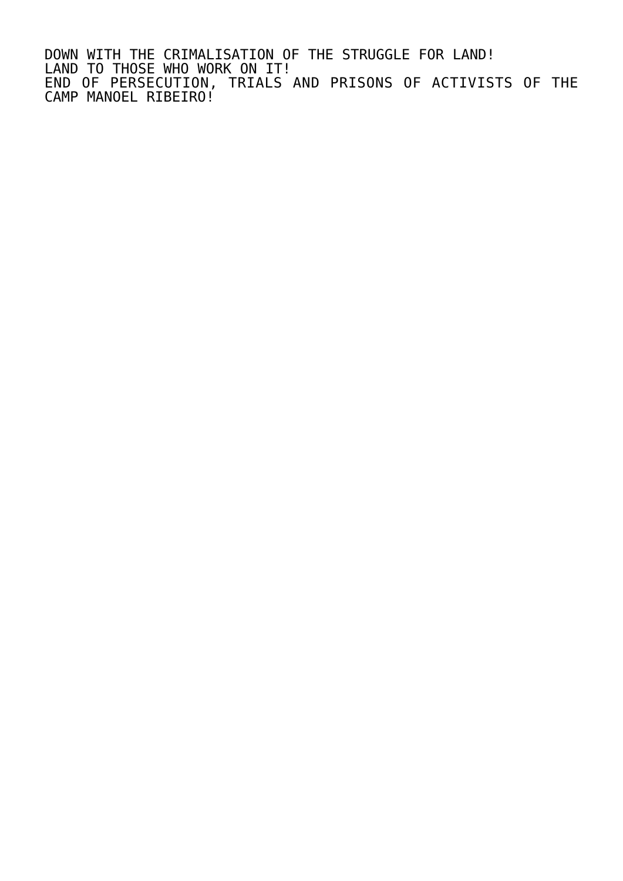DOWN WITH THE CRIMALISATION OF THE STRUGGLE FOR LAND!
LAND TO THOSE WHO WORK ON IT!
END OF PERSECUTION, TRIALS AND PRISONS OF ACTIVISTS OF THE CAMP MANOEL RIBEIRO!